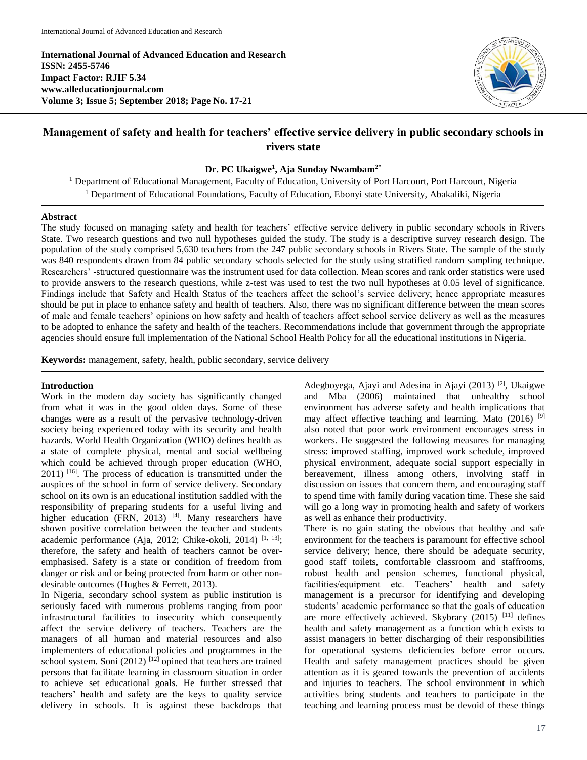International Journal of Advanced Education and Research
ISSN: 2455-5746
Impact Factor: RJIF 5.34
www.alleducationjournal.com
Volume 3; Issue 5; September 2018; Page No. 17-21

# Management of safety and health for teachers' effective service delivery in public secondary schools in rivers state

**Dr. PC Ukaigwe[1], Aja Sunday Nwambam[2*]**

[1] Department of Educational Management, Faculty of Education, University of Port Harcourt, Port Harcourt, Nigeria
[1] Department of Educational Foundations, Faculty of Education, Ebonyi state University, Abakaliki, Nigeria

## Abstract

The study focused on managing safety and health for teachers' effective service delivery in public secondary schools in Rivers State. Two research questions and two null hypotheses guided the study. The study is a descriptive survey research design. The population of the study comprised 5,630 teachers from the 247 public secondary schools in Rivers State. The sample of the study was 840 respondents drawn from 84 public secondary schools selected for the study using stratified random sampling technique. Researchers' -structured questionnaire was the instrument used for data collection. Mean scores and rank order statistics were used to provide answers to the research questions, while z-test was used to test the two null hypotheses at 0.05 level of significance. Findings include that Safety and Health Status of the teachers affect the school's service delivery; hence appropriate measures should be put in place to enhance safety and health of teachers. Also, there was no significant difference between the mean scores of male and female teachers' opinions on how safety and health of teacher affect school service delivery as well as the measures to be adopted to enhance the safety and health of the teachers. Recommendations include that government through the appropriate agencies should ensure full implementation of the National School Health Policy for all the educational institutions in Nigeria.

**Keywords:** management, safety, health, public secondary, service delivery

## Introduction

Work in the modern day society has significantly changed from what it was in the good olden days. Some of these changes were as a result of the pervasive technology-driven society being experienced today with its security and health hazards. World Health Organization (WHO) defines health as a state of complete physical, mental and social wellbeing which could be achieved through proper education (WHO, 2011) [16]. The process of education is transmitted under the auspices of the school in form of service delivery. Secondary school on its own is an educational institution saddled with the responsibility of preparing students for a useful living and higher education (FRN, 2013) [4]. Many researchers have shown positive correlation between the teacher and students academic performance (Aja, 2012; Chike-okoli, 2014) [1, 13]; therefore, the safety and health of teachers cannot be over-emphasised. Safety is a state or condition of freedom from danger or risk and or being protected from harm or other non-desirable outcomes (Hughes & Ferrett, 2013).

In Nigeria, secondary school system as public institution is seriously faced with numerous problems ranging from poor infrastructural facilities to insecurity which consequently affect the service delivery of teachers. Teachers are the managers of all human and material resources and also implementers of educational policies and programmes in the school system. Soni (2012) [12] opined that teachers are trained persons that facilitate learning in classroom situation in order to achieve set educational goals. He further stressed that teachers' health and safety are the keys to quality service delivery in schools. It is against these backdrops that Adegboyega, Ajayi and Adesina in Ajayi (2013) [2], Ukaigwe and Mba (2006) maintained that unhealthy school environment has adverse safety and health implications that may affect effective teaching and learning. Mato (2016) [9] also noted that poor work environment encourages stress in workers. He suggested the following measures for managing stress: improved staffing, improved work schedule, improved physical environment, adequate social support especially in bereavement, illness among others, involving staff in discussion on issues that concern them, and encouraging staff to spend time with family during vacation time. These she said will go a long way in promoting health and safety of workers as well as enhance their productivity.

There is no gain stating the obvious that healthy and safe environment for the teachers is paramount for effective school service delivery; hence, there should be adequate security, good staff toilets, comfortable classroom and staffrooms, robust health and pension schemes, functional physical, facilities/equipment etc. Teachers' health and safety management is a precursor for identifying and developing students' academic performance so that the goals of education are more effectively achieved. Skybrary (2015) [11] defines health and safety management as a function which exists to assist managers in better discharging of their responsibilities for operational systems deficiencies before error occurs. Health and safety management practices should be given attention as it is geared towards the prevention of accidents and injuries to teachers. The school environment in which activities bring students and teachers to participate in the teaching and learning process must be devoid of these things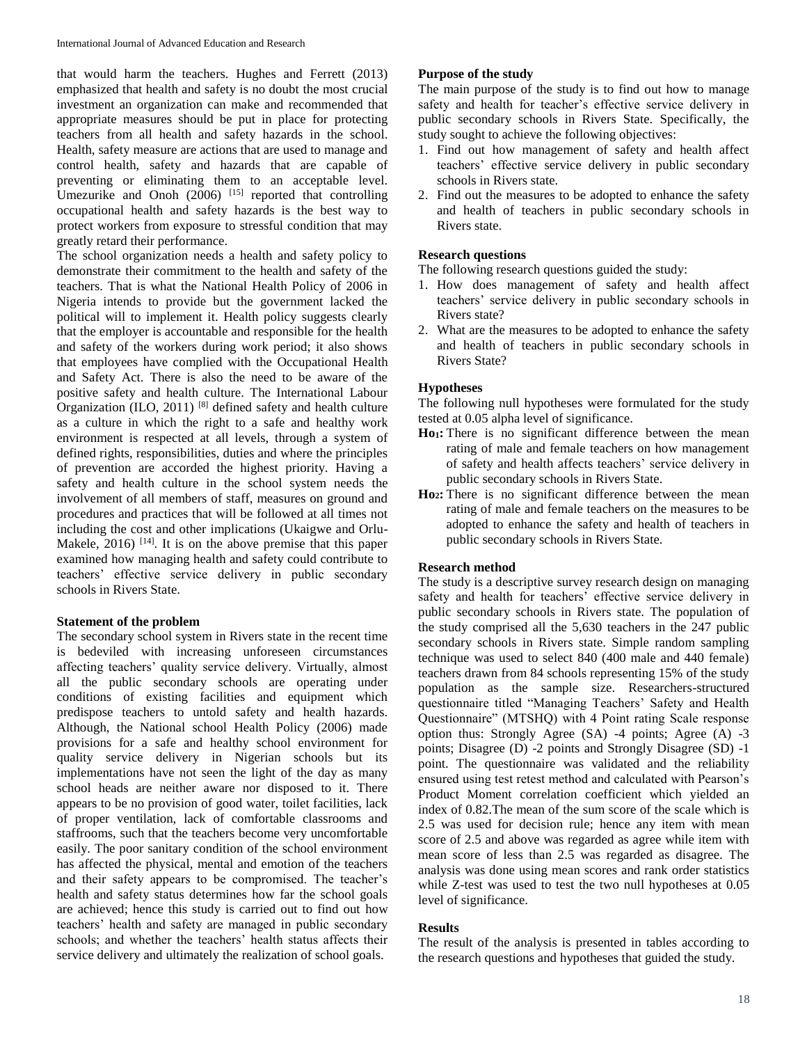that would harm the teachers. Hughes and Ferrett (2013) emphasized that health and safety is no doubt the most crucial investment an organization can make and recommended that appropriate measures should be put in place for protecting teachers from all health and safety hazards in the school. Health, safety measure are actions that are used to manage and control health, safety and hazards that are capable of preventing or eliminating them to an acceptable level. Umezurike and Onoh (2006) [15] reported that controlling occupational health and safety hazards is the best way to protect workers from exposure to stressful condition that may greatly retard their performance.

The school organization needs a health and safety policy to demonstrate their commitment to the health and safety of the teachers. That is what the National Health Policy of 2006 in Nigeria intends to provide but the government lacked the political will to implement it. Health policy suggests clearly that the employer is accountable and responsible for the health and safety of the workers during work period; it also shows that employees have complied with the Occupational Health and Safety Act. There is also the need to be aware of the positive safety and health culture. The International Labour Organization (ILO, 2011) [8] defined safety and health culture as a culture in which the right to a safe and healthy work environment is respected at all levels, through a system of defined rights, responsibilities, duties and where the principles of prevention are accorded the highest priority. Having a safety and health culture in the school system needs the involvement of all members of staff, measures on ground and procedures and practices that will be followed at all times not including the cost and other implications (Ukaigwe and Orlu-Makele, 2016) [14]. It is on the above premise that this paper examined how managing health and safety could contribute to teachers' effective service delivery in public secondary schools in Rivers State.

### Statement of the problem

The secondary school system in Rivers state in the recent time is bedeviled with increasing unforeseen circumstances affecting teachers' quality service delivery. Virtually, almost all the public secondary schools are operating under conditions of existing facilities and equipment which predispose teachers to untold safety and health hazards. Although, the National school Health Policy (2006) made provisions for a safe and healthy school environment for quality service delivery in Nigerian schools but its implementations have not seen the light of the day as many school heads are neither aware nor disposed to it. There appears to be no provision of good water, toilet facilities, lack of proper ventilation, lack of comfortable classrooms and staffrooms, such that the teachers become very uncomfortable easily. The poor sanitary condition of the school environment has affected the physical, mental and emotion of the teachers and their safety appears to be compromised. The teacher's health and safety status determines how far the school goals are achieved; hence this study is carried out to find out how teachers' health and safety are managed in public secondary schools; and whether the teachers' health status affects their service delivery and ultimately the realization of school goals.

### Purpose of the study

The main purpose of the study is to find out how to manage safety and health for teacher's effective service delivery in public secondary schools in Rivers State. Specifically, the study sought to achieve the following objectives:

1. Find out how management of safety and health affect teachers' effective service delivery in public secondary schools in Rivers state.
2. Find out the measures to be adopted to enhance the safety and health of teachers in public secondary schools in Rivers state.

### Research questions

The following research questions guided the study:

1. How does management of safety and health affect teachers' service delivery in public secondary schools in Rivers state?
2. What are the measures to be adopted to enhance the safety and health of teachers in public secondary schools in Rivers State?

### Hypotheses

The following null hypotheses were formulated for the study tested at 0.05 alpha level of significance.

**$Ho_1$:** There is no significant difference between the mean rating of male and female teachers on how management of safety and health affects teachers' service delivery in public secondary schools in Rivers State.

**$Ho_2$:** There is no significant difference between the mean rating of male and female teachers on the measures to be adopted to enhance the safety and health of teachers in public secondary schools in Rivers State.

### Research method

The study is a descriptive survey research design on managing safety and health for teachers' effective service delivery in public secondary schools in Rivers state. The population of the study comprised all the 5,630 teachers in the 247 public secondary schools in Rivers state. Simple random sampling technique was used to select 840 (400 male and 440 female) teachers drawn from 84 schools representing 15% of the study population as the sample size. Researchers-structured questionnaire titled "Managing Teachers' Safety and Health Questionnaire" (MTSHQ) with 4 Point rating Scale response option thus: Strongly Agree (SA) -4 points; Agree (A) -3 points; Disagree (D) -2 points and Strongly Disagree (SD) -1 point. The questionnaire was validated and the reliability ensured using test retest method and calculated with Pearson's Product Moment correlation coefficient which yielded an index of 0.82.The mean of the sum score of the scale which is 2.5 was used for decision rule; hence any item with mean score of 2.5 and above was regarded as agree while item with mean score of less than 2.5 was regarded as disagree. The analysis was done using mean scores and rank order statistics while Z-test was used to test the two null hypotheses at 0.05 level of significance.

### Results

The result of the analysis is presented in tables according to the research questions and hypotheses that guided the study.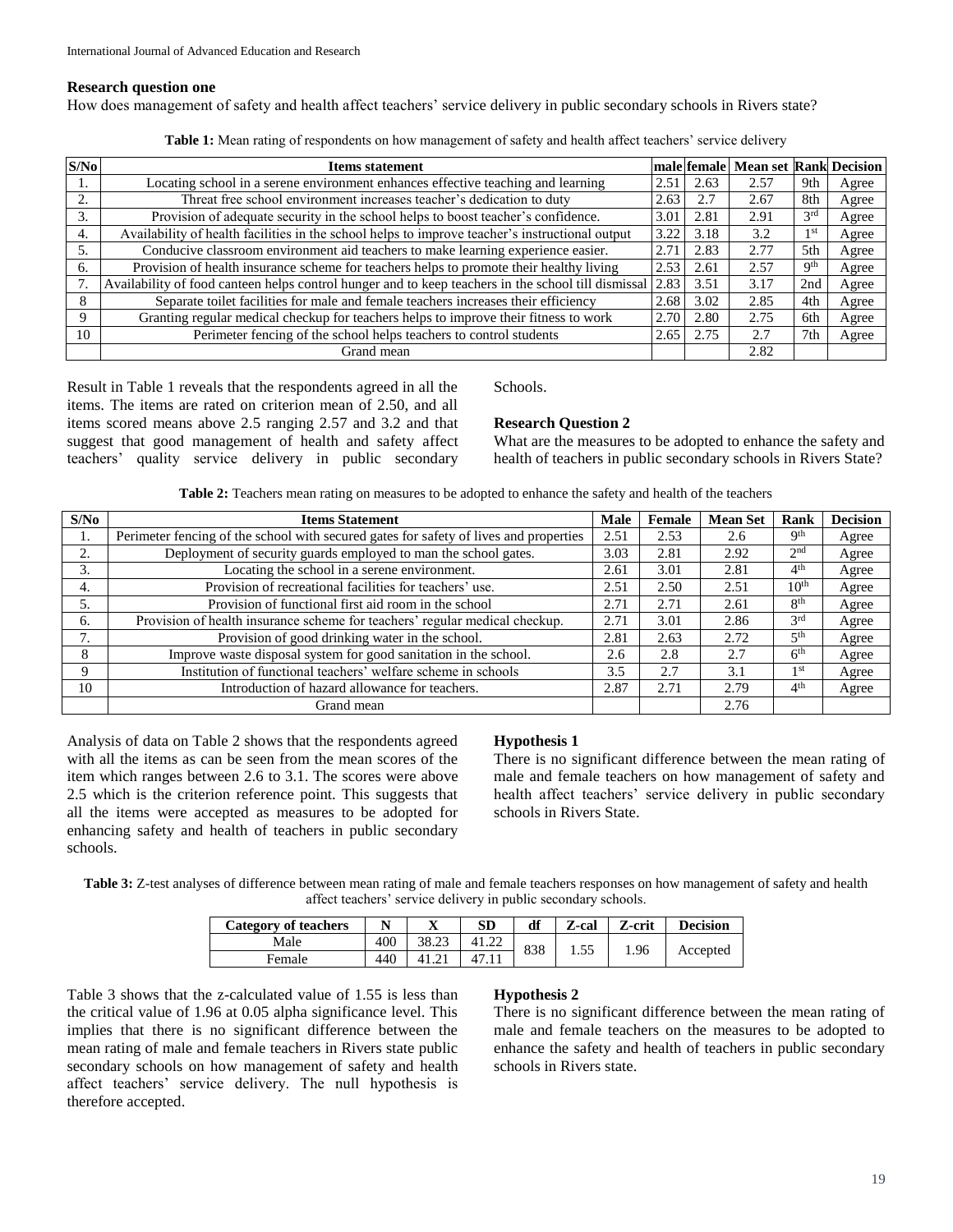### Research question one

How does management of safety and health affect teachers' service delivery in public secondary schools in Rivers state?

**Table 1:** Mean rating of respondents on how management of safety and health affect teachers' service delivery

| S/No | Items statement | male | female | Mean set | Rank | Decision |
|---|---|---|---|---|---|---|
| 1. | Locating school in a serene environment enhances effective teaching and learning | 2.51 | 2.63 | 2.57 | 9th | Agree |
| 2. | Threat free school environment increases teacher's dedication to duty | 2.63 | 2.7 | 2.67 | 8th | Agree |
| 3. | Provision of adequate security in the school helps to boost teacher's confidence. | 3.01 | 2.81 | 2.91 | 3rd | Agree |
| 4. | Availability of health facilities in the school helps to improve teacher's instructional output | 3.22 | 3.18 | 3.2 | 1st | Agree |
| 5. | Conducive classroom environment aid teachers to make learning experience easier. | 2.71 | 2.83 | 2.77 | 5th | Agree |
| 6. | Provision of health insurance scheme for teachers helps to promote their healthy living | 2.53 | 2.61 | 2.57 | 9th | Agree |
| 7. | Availability of food canteen helps control hunger and to keep teachers in the school till dismissal | 2.83 | 3.51 | 3.17 | 2nd | Agree |
| 8 | Separate toilet facilities for male and female teachers increases their efficiency | 2.68 | 3.02 | 2.85 | 4th | Agree |
| 9 | Granting regular medical checkup for teachers helps to improve their fitness to work | 2.70 | 2.80 | 2.75 | 6th | Agree |
| 10 | Perimeter fencing of the school helps teachers to control students | 2.65 | 2.75 | 2.7 | 7th | Agree |
| | Grand mean | | | 2.82 | | |

Result in Table 1 reveals that the respondents agreed in all the items. The items are rated on criterion mean of 2.50, and all items scored means above 2.5 ranging 2.57 and 3.2 and that suggest that good management of health and safety affect teachers' quality service delivery in public secondary Schools.

### Research Question 2

What are the measures to be adopted to enhance the safety and health of teachers in public secondary schools in Rivers State?

**Table 2:** Teachers mean rating on measures to be adopted to enhance the safety and health of the teachers

| S/No | Items Statement | Male | Female | Mean Set | Rank | Decision |
|---|---|---|---|---|---|---|
| 1. | Perimeter fencing of the school with secured gates for safety of lives and properties | 2.51 | 2.53 | 2.6 | 9th | Agree |
| 2. | Deployment of security guards employed to man the school gates. | 3.03 | 2.81 | 2.92 | 2nd | Agree |
| 3. | Locating the school in a serene environment. | 2.61 | 3.01 | 2.81 | 4th | Agree |
| 4. | Provision of recreational facilities for teachers' use. | 2.51 | 2.50 | 2.51 | 10th | Agree |
| 5. | Provision of functional first aid room in the school | 2.71 | 2.71 | 2.61 | 8th | Agree |
| 6. | Provision of health insurance scheme for teachers' regular medical checkup. | 2.71 | 3.01 | 2.86 | 3rd | Agree |
| 7. | Provision of good drinking water in the school. | 2.81 | 2.63 | 2.72 | 5th | Agree |
| 8 | Improve waste disposal system for good sanitation in the school. | 2.6 | 2.8 | 2.7 | 6th | Agree |
| 9 | Institution of functional teachers' welfare scheme in schools | 3.5 | 2.7 | 3.1 | 1st | Agree |
| 10 | Introduction of hazard allowance for teachers. | 2.87 | 2.71 | 2.79 | 4th | Agree |
| | Grand mean | | | 2.76 | | |

Analysis of data on Table 2 shows that the respondents agreed with all the items as can be seen from the mean scores of the item which ranges between 2.6 to 3.1. The scores were above 2.5 which is the criterion reference point. This suggests that all the items were accepted as measures to be adopted for enhancing safety and health of teachers in public secondary schools.

### Hypothesis 1

There is no significant difference between the mean rating of male and female teachers on how management of safety and health affect teachers' service delivery in public secondary schools in Rivers State.

**Table 3:** Z-test analyses of difference between mean rating of male and female teachers responses on how management of safety and health affect teachers' service delivery in public secondary schools.

| Category of teachers | N | X | SD | df | Z-cal | Z-crit | Decision |
|---|---|---|---|---|---|---|---|
| Male | 400 | 38.23 | 41.22 | 838 | 1.55 | 1.96 | Accepted |
| Female | 440 | 41.21 | 47.11 | | | | |

Table 3 shows that the z-calculated value of 1.55 is less than the critical value of 1.96 at 0.05 alpha significance level. This implies that there is no significant difference between the mean rating of male and female teachers in Rivers state public secondary schools on how management of safety and health affect teachers' service delivery. The null hypothesis is therefore accepted.

### Hypothesis 2

There is no significant difference between the mean rating of male and female teachers on the measures to be adopted to enhance the safety and health of teachers in public secondary schools in Rivers state.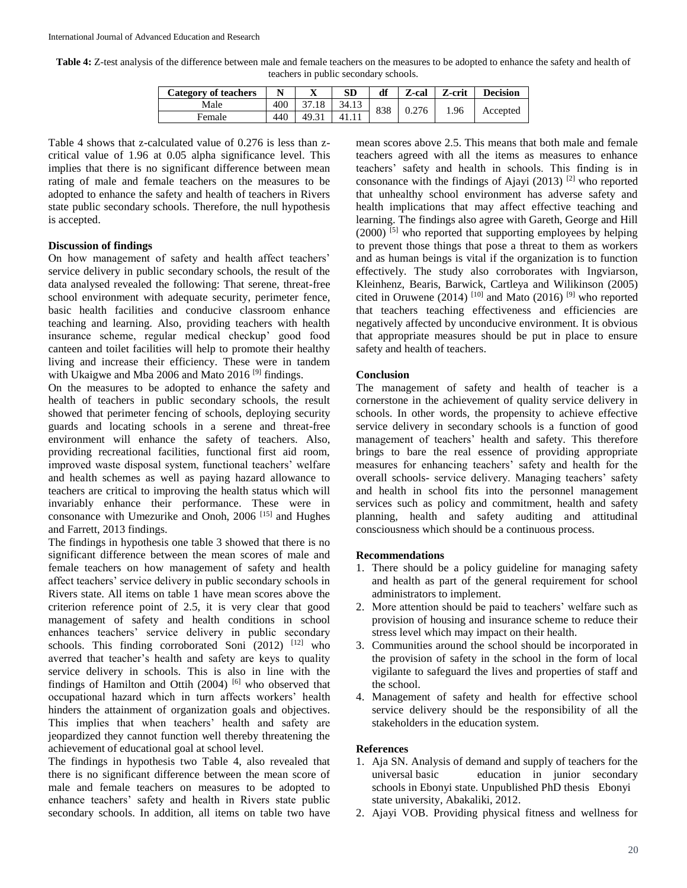**Table 4:** Z-test analysis of the difference between male and female teachers on the measures to be adopted to enhance the safety and health of teachers in public secondary schools.

| Category of teachers | N | X | SD | df | Z-cal | Z-crit | Decision |
|---|---|---|---|---|---|---|---|
| Male | 400 | 37.18 | 34.13 | 838 | 0.276 | 1.96 | Accepted |
| Female | 440 | 49.31 | 41.11 | | | | |

Table 4 shows that z-calculated value of 0.276 is less than z-critical value of 1.96 at 0.05 alpha significance level. This implies that there is no significant difference between mean rating of male and female teachers on the measures to be adopted to enhance the safety and health of teachers in Rivers state public secondary schools. Therefore, the null hypothesis is accepted.

### Discussion of findings

On how management of safety and health affect teachers' service delivery in public secondary schools, the result of the data analysed revealed the following: That serene, threat-free school environment with adequate security, perimeter fence, basic health facilities and conducive classroom enhance teaching and learning. Also, providing teachers with health insurance scheme, regular medical checkup' good food canteen and toilet facilities will help to promote their healthy living and increase their efficiency. These were in tandem with Ukaigwe and Mba 2006 and Mato 2016 [9] findings.

On the measures to be adopted to enhance the safety and health of teachers in public secondary schools, the result showed that perimeter fencing of schools, deploying security guards and locating schools in a serene and threat-free environment will enhance the safety of teachers. Also, providing recreational facilities, functional first aid room, improved waste disposal system, functional teachers' welfare and health schemes as well as paying hazard allowance to teachers are critical to improving the health status which will invariably enhance their performance. These were in consonance with Umezurike and Onoh, 2006 [15] and Hughes and Farrett, 2013 findings.

The findings in hypothesis one table 3 showed that there is no significant difference between the mean scores of male and female teachers on how management of safety and health affect teachers' service delivery in public secondary schools in Rivers state. All items on table 1 have mean scores above the criterion reference point of 2.5, it is very clear that good management of safety and health conditions in school enhances teachers' service delivery in public secondary schools. This finding corroborated Soni (2012) [12] who averred that teacher's health and safety are keys to quality service delivery in schools. This is also in line with the findings of Hamilton and Ottih (2004) [6] who observed that occupational hazard which in turn affects workers' health hinders the attainment of organization goals and objectives. This implies that when teachers' health and safety are jeopardized they cannot function well thereby threatening the achievement of educational goal at school level.

The findings in hypothesis two Table 4, also revealed that there is no significant difference between the mean score of male and female teachers on measures to be adopted to enhance teachers' safety and health in Rivers state public secondary schools. In addition, all items on table two have mean scores above 2.5. This means that both male and female teachers agreed with all the items as measures to enhance teachers' safety and health in schools. This finding is in consonance with the findings of Ajayi (2013) [2] who reported that unhealthy school environment has adverse safety and health implications that may affect effective teaching and learning. The findings also agree with Gareth, George and Hill (2000) [5] who reported that supporting employees by helping to prevent those things that pose a threat to them as workers and as human beings is vital if the organization is to function effectively. The study also corroborates with Ingviarson, Kleinhenz, Bearis, Barwick, Cartleya and Wilikinson (2005) cited in Oruwene (2014) [10] and Mato (2016) [9] who reported that teachers teaching effectiveness and efficiencies are negatively affected by unconducive environment. It is obvious that appropriate measures should be put in place to ensure safety and health of teachers.

### Conclusion

The management of safety and health of teacher is a cornerstone in the achievement of quality service delivery in schools. In other words, the propensity to achieve effective service delivery in secondary schools is a function of good management of teachers' health and safety. This therefore brings to bare the real essence of providing appropriate measures for enhancing teachers' safety and health for the overall schools- service delivery. Managing teachers' safety and health in school fits into the personnel management services such as policy and commitment, health and safety planning, health and safety auditing and attitudinal consciousness which should be a continuous process.

### Recommendations

1. There should be a policy guideline for managing safety and health as part of the general requirement for school administrators to implement.
2. More attention should be paid to teachers' welfare such as provision of housing and insurance scheme to reduce their stress level which may impact on their health.
3. Communities around the school should be incorporated in the provision of safety in the school in the form of local vigilante to safeguard the lives and properties of staff and the school.
4. Management of safety and health for effective school service delivery should be the responsibility of all the stakeholders in the education system.

### References

1. Aja SN. Analysis of demand and supply of teachers for the universal basic education in junior secondary schools in Ebonyi state. Unpublished PhD thesis Ebonyi state university, Abakaliki, 2012.
2. Ajayi VOB. Providing physical fitness and wellness for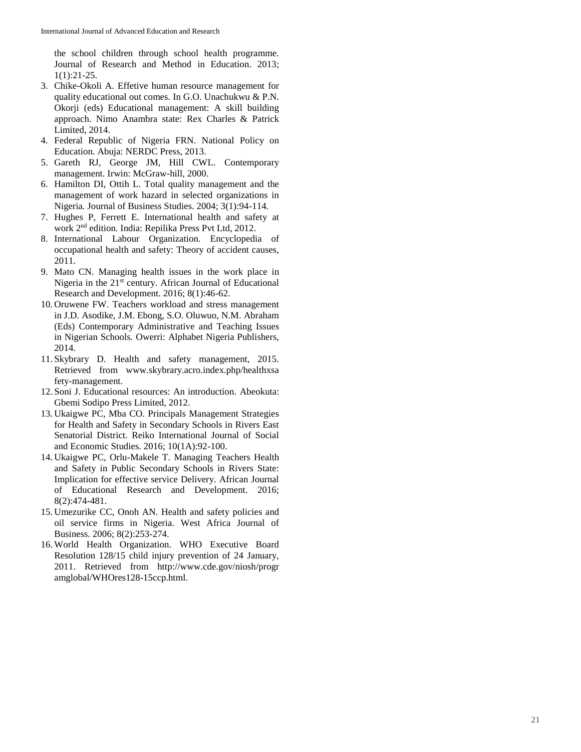the school children through school health programme. Journal of Research and Method in Education. 2013; 1(1):21-25.

3. Chike-Okoli A. Effetive human resource management for quality educational out comes. In G.O. Unachukwu & P.N. Okorji (eds) Educational management: A skill building approach. Nimo Anambra state: Rex Charles & Patrick Limited, 2014.
4. Federal Republic of Nigeria FRN. National Policy on Education. Abuja: NERDC Press, 2013.
5. Gareth RJ, George JM, Hill CWL. Contemporary management. Irwin: McGraw-hill, 2000.
6. Hamilton DI, Ottih L. Total quality management and the management of work hazard in selected organizations in Nigeria. Journal of Business Studies. 2004; 3(1):94-114.
7. Hughes P, Ferrett E. International health and safety at work 2nd edition. India: Repilika Press Pvt Ltd, 2012.
8. International Labour Organization. Encyclopedia of occupational health and safety: Theory of accident causes, 2011.
9. Mato CN. Managing health issues in the work place in Nigeria in the 21st century. African Journal of Educational Research and Development. 2016; 8(1):46-62.
10. Oruwene FW. Teachers workload and stress management in J.D. Asodike, J.M. Ebong, S.O. Oluwuo, N.M. Abraham (Eds) Contemporary Administrative and Teaching Issues in Nigerian Schools. Owerri: Alphabet Nigeria Publishers, 2014.
11. Skybrary D. Health and safety management, 2015. Retrieved from www.skybrary.acro.index.php/healthxsafety-management.
12. Soni J. Educational resources: An introduction. Abeokuta: Gbemi Sodipo Press Limited, 2012.
13. Ukaigwe PC, Mba CO. Principals Management Strategies for Health and Safety in Secondary Schools in Rivers East Senatorial District. Reiko International Journal of Social and Economic Studies. 2016; 10(1A):92-100.
14. Ukaigwe PC, Orlu-Makele T. Managing Teachers Health and Safety in Public Secondary Schools in Rivers State: Implication for effective service Delivery. African Journal of Educational Research and Development. 2016; 8(2):474-481.
15. Umezurike CC, Onoh AN. Health and safety policies and oil service firms in Nigeria. West Africa Journal of Business. 2006; 8(2):253-274.
16. World Health Organization. WHO Executive Board Resolution 128/15 child injury prevention of 24 January, 2011. Retrieved from http://www.cde.gov/niosh/programglobal/WHOres128-15ccp.html.